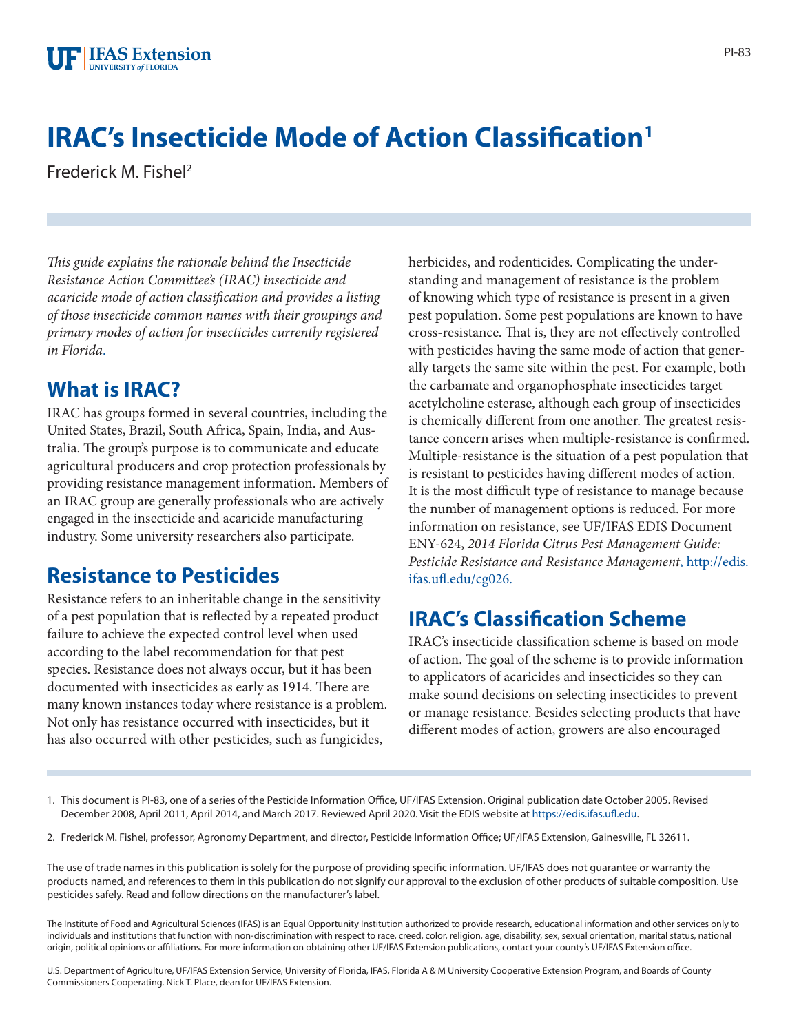# IRAC's Insecticide Mode of Action Classification[1]

Frederick M. Fishel[2]

*This guide explains the rationale behind the Insecticide Resistance Action Committee's (IRAC) insecticide and acaricide mode of action classification and provides a listing of those insecticide common names with their groupings and primary modes of action for insecticides currently registered in Florida.*

## What is IRAC?

IRAC has groups formed in several countries, including the United States, Brazil, South Africa, Spain, India, and Australia. The group's purpose is to communicate and educate agricultural producers and crop protection professionals by providing resistance management information. Members of an IRAC group are generally professionals who are actively engaged in the insecticide and acaricide manufacturing industry. Some university researchers also participate.

## Resistance to Pesticides

Resistance refers to an inheritable change in the sensitivity of a pest population that is reflected by a repeated product failure to achieve the expected control level when used according to the label recommendation for that pest species. Resistance does not always occur, but it has been documented with insecticides as early as 1914. There are many known instances today where resistance is a problem. Not only has resistance occurred with insecticides, but it has also occurred with other pesticides, such as fungicides, herbicides, and rodenticides. Complicating the understanding and management of resistance is the problem of knowing which type of resistance is present in a given pest population. Some pest populations are known to have cross-resistance. That is, they are not effectively controlled with pesticides having the same mode of action that generally targets the same site within the pest. For example, both the carbamate and organophosphate insecticides target acetylcholine esterase, although each group of insecticides is chemically different from one another. The greatest resistance concern arises when multiple-resistance is confirmed. Multiple-resistance is the situation of a pest population that is resistant to pesticides having different modes of action. It is the most difficult type of resistance to manage because the number of management options is reduced. For more information on resistance, see UF/IFAS EDIS Document ENY-624, *2014 Florida Citrus Pest Management Guide: Pesticide Resistance and Resistance Management*, http://edis.ifas.ufl.edu/cg026.

## IRAC's Classification Scheme

IRAC's insecticide classification scheme is based on mode of action. The goal of the scheme is to provide information to applicators of acaricides and insecticides so they can make sound decisions on selecting insecticides to prevent or manage resistance. Besides selecting products that have different modes of action, growers are also encouraged

1. This document is PI-83, one of a series of the Pesticide Information Office, UF/IFAS Extension. Original publication date October 2005. Revised December 2008, April 2011, April 2014, and March 2017. Reviewed April 2020. Visit the EDIS website at https://edis.ifas.ufl.edu.

2. Frederick M. Fishel, professor, Agronomy Department, and director, Pesticide Information Office; UF/IFAS Extension, Gainesville, FL 32611.

The use of trade names in this publication is solely for the purpose of providing specific information. UF/IFAS does not guarantee or warranty the products named, and references to them in this publication do not signify our approval to the exclusion of other products of suitable composition. Use pesticides safely. Read and follow directions on the manufacturer's label.

The Institute of Food and Agricultural Sciences (IFAS) is an Equal Opportunity Institution authorized to provide research, educational information and other services only to individuals and institutions that function with non-discrimination with respect to race, creed, color, religion, age, disability, sex, sexual orientation, marital status, national origin, political opinions or affiliations. For more information on obtaining other UF/IFAS Extension publications, contact your county's UF/IFAS Extension office.

U.S. Department of Agriculture, UF/IFAS Extension Service, University of Florida, IFAS, Florida A & M University Cooperative Extension Program, and Boards of County Commissioners Cooperating. Nick T. Place, dean for UF/IFAS Extension.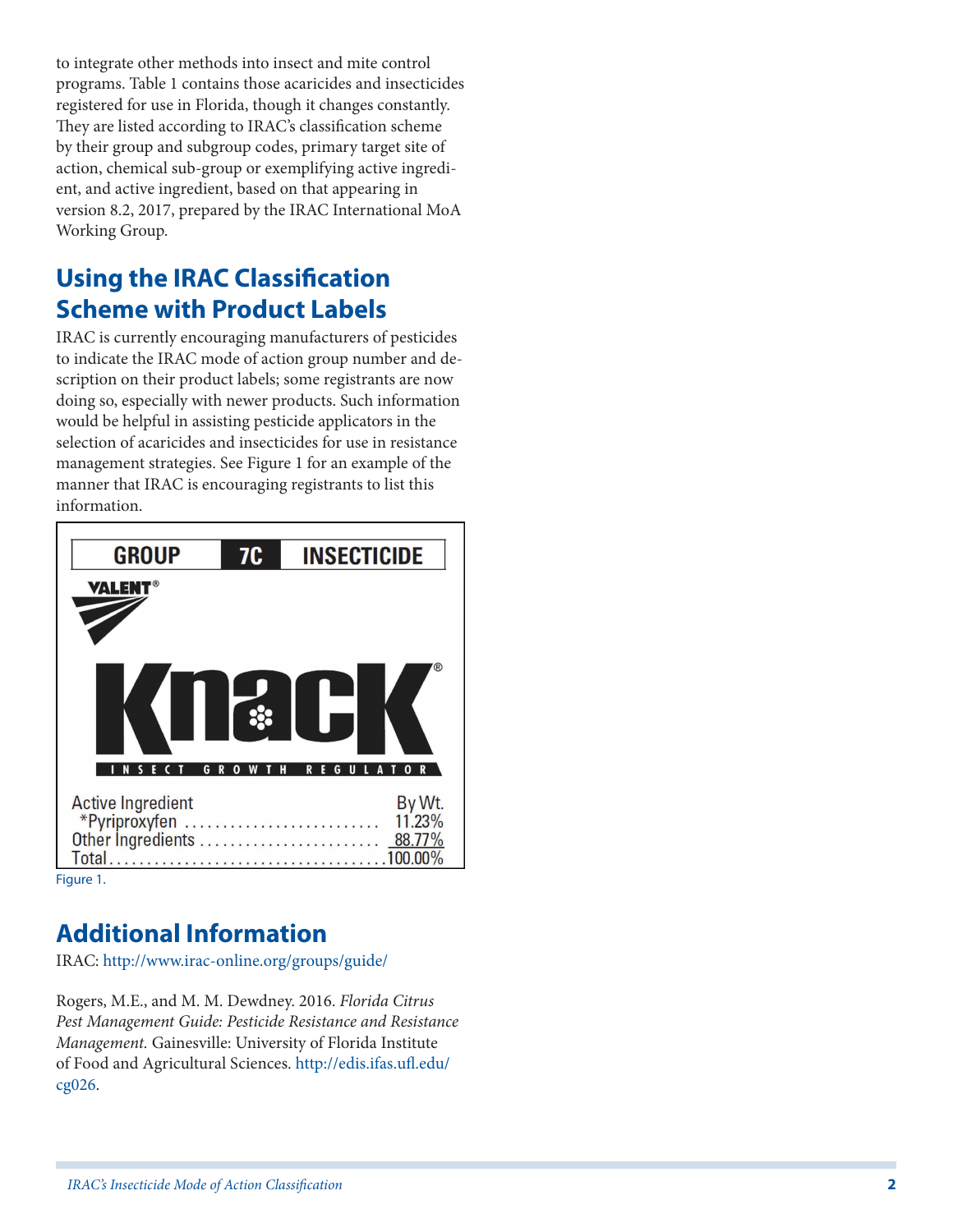to integrate other methods into insect and mite control programs. Table 1 contains those acaricides and insecticides registered for use in Florida, though it changes constantly. They are listed according to IRAC's classification scheme by their group and subgroup codes, primary target site of action, chemical sub-group or exemplifying active ingredient, and active ingredient, based on that appearing in version 8.2, 2017, prepared by the IRAC International MoA Working Group.

## Using the IRAC Classification Scheme with Product Labels

IRAC is currently encouraging manufacturers of pesticides to indicate the IRAC mode of action group number and description on their product labels; some registrants are now doing so, especially with newer products. Such information would be helpful in assisting pesticide applicators in the selection of acaricides and insecticides for use in resistance management strategies. See Figure 1 for an example of the manner that IRAC is encouraging registrants to list this information.

GROUP **7C** INSECTICIDE

VALENT®

Knack®

INSECT GROWTH REGULATOR

| Active Ingredient | By Wt. |
|---|---|
| *Pyriproxyfen | 11.23% |
| Other Ingredients | 88.77% |
| Total | 100.00% |

Figure 1.

## Additional Information

IRAC: http://www.irac-online.org/groups/guide/

Rogers, M.E., and M. M. Dewdney. 2016. *Florida Citrus Pest Management Guide: Pesticide Resistance and Resistance Management.* Gainesville: University of Florida Institute of Food and Agricultural Sciences. http://edis.ifas.ufl.edu/cg026.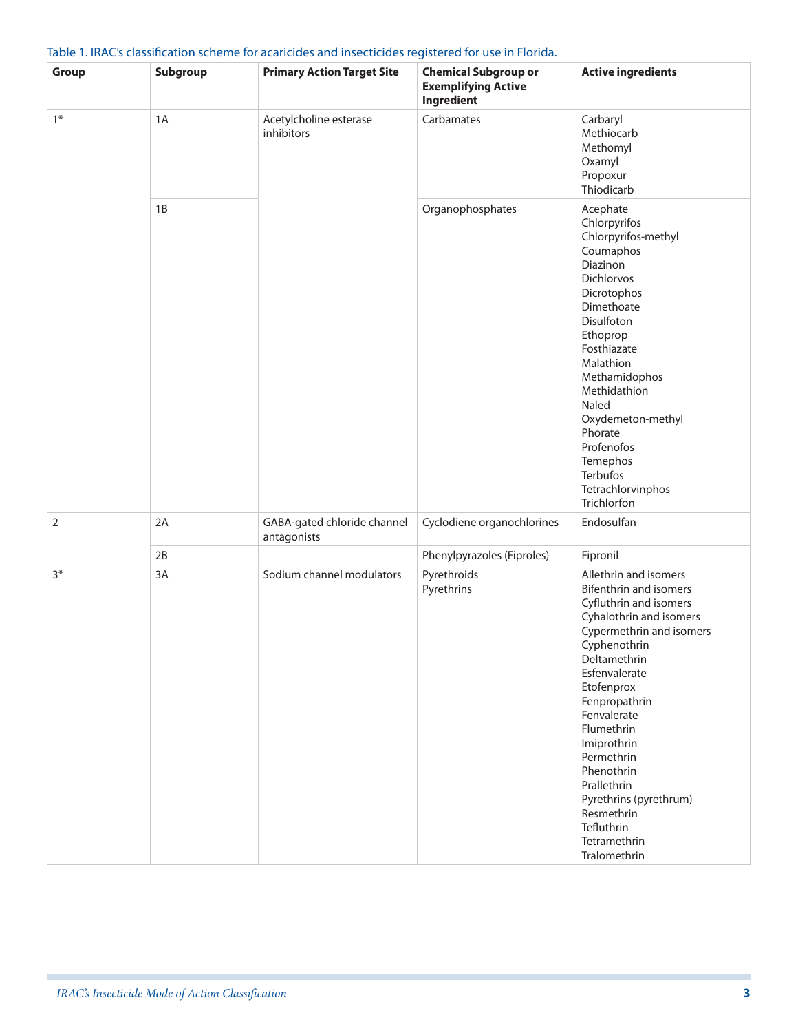Table 1. IRAC's classification scheme for acaricides and insecticides registered for use in Florida.

| Group | Subgroup | Primary Action Target Site | Chemical Subgroup or Exemplifying Active Ingredient | Active ingredients |
|---|---|---|---|---|
| 1* | 1A | Acetylcholine esterase inhibitors | Carbamates | Carbaryl<br>Methiocarb<br>Methomyl<br>Oxamyl<br>Propoxur<br>Thiodicarb |
| | 1B | | Organophosphates | Acephate<br>Chlorpyrifos<br>Chlorpyrifos-methyl<br>Coumaphos<br>Diazinon<br>Dichlorvos<br>Dicrotophos<br>Dimethoate<br>Disulfoton<br>Ethoprop<br>Fosthiazate<br>Malathion<br>Methamidophos<br>Methidathion<br>Naled<br>Oxydemeton-methyl<br>Phorate<br>Profenofos<br>Temephos<br>Terbufos<br>Tetrachlorvinphos<br>Trichlorfon |
| 2 | 2A | GABA-gated chloride channel antagonists | Cyclodiene organochlorines | Endosulfan |
| | 2B | | Phenylpyrazoles (Fiproles) | Fipronil |
| 3* | 3A | Sodium channel modulators | Pyrethroids<br>Pyrethrins | Allethrin and isomers<br>Bifenthrin and isomers<br>Cyfluthrin and isomers<br>Cyhalothrin and isomers<br>Cypermethrin and isomers<br>Cyphenothrin<br>Deltamethrin<br>Esfenvalerate<br>Etofenprox<br>Fenpropathrin<br>Fenvalerate<br>Flumethrin<br>Imiprothrin<br>Permethrin<br>Phenothrin<br>Prallethrin<br>Pyrethrins (pyrethrum)<br>Resmethrin<br>Tefluthrin<br>Tetramethrin<br>Tralomethrin |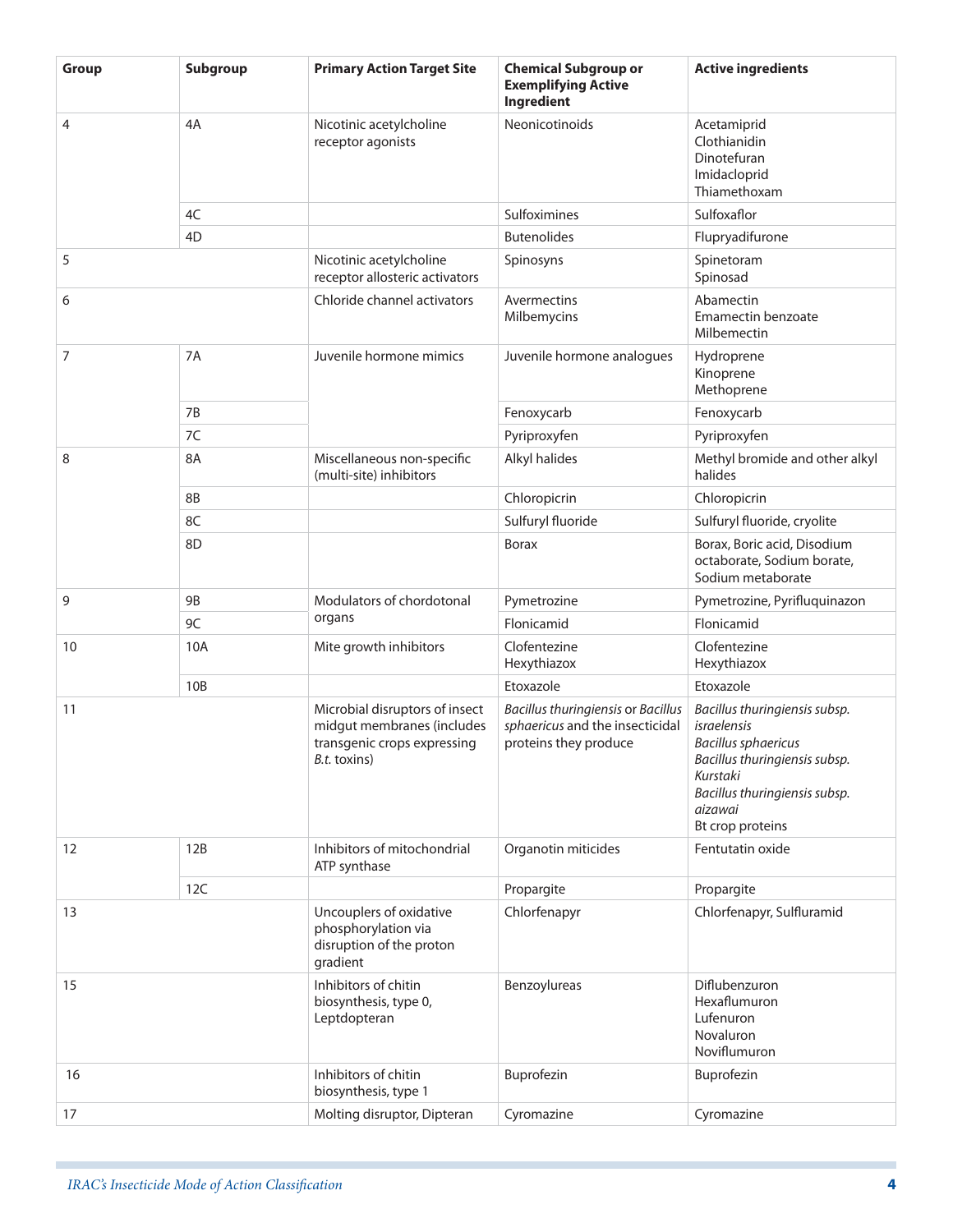| Group | Subgroup | Primary Action Target Site | Chemical Subgroup or Exemplifying Active Ingredient | Active ingredients |
|---|---|---|---|---|
| 4 | 4A | Nicotinic acetylcholine receptor agonists | Neonicotinoids | Acetamiprid<br>Clothianidin<br>Dinotefuran<br>Imidacloprid<br>Thiamethoxam |
| | 4C | | Sulfoximines | Sulfoxaflor |
| | 4D | | Butenolides | Flupryadifurone |
| 5 | | Nicotinic acetylcholine receptor allosteric activators | Spinosyns | Spinetoram<br>Spinosad |
| 6 | | Chloride channel activators | Avermectins<br>Milbemycins | Abamectin<br>Emamectin benzoate<br>Milbemectin |
| 7 | 7A | Juvenile hormone mimics | Juvenile hormone analogues | Hydroprene<br>Kinoprene<br>Methoprene |
| | 7B | | Fenoxycarb | Fenoxycarb |
| | 7C | | Pyriproxyfen | Pyriproxyfen |
| 8 | 8A | Miscellaneous non-specific (multi-site) inhibitors | Alkyl halides | Methyl bromide and other alkyl halides |
| | 8B | | Chloropicrin | Chloropicrin |
| | 8C | | Sulfuryl fluoride | Sulfuryl fluoride, cryolite |
| | 8D | | Borax | Borax, Boric acid, Disodium octaborate, Sodium borate, Sodium metaborate |
| 9 | 9B | Modulators of chordotonal organs | Pymetrozine | Pymetrozine, Pyrifluquinazon |
| | 9C | | Flonicamid | Flonicamid |
| 10 | 10A | Mite growth inhibitors | Clofentezine<br>Hexythiazox | Clofentezine<br>Hexythiazox |
| | 10B | | Etoxazole | Etoxazole |
| 11 | | Microbial disruptors of insect midgut membranes (includes transgenic crops expressing *B.t.* toxins) | *Bacillus thuringiensis* or *Bacillus sphaericus* and the insecticidal proteins they produce | *Bacillus thuringiensis subsp. israelensis*<br>*Bacillus sphaericus*<br>*Bacillus thuringiensis subsp. Kurstaki*<br>*Bacillus thuringiensis subsp. aizawai*<br>Bt crop proteins |
| 12 | 12B | Inhibitors of mitochondrial ATP synthase | Organotin miticides | Fentutatin oxide |
| | 12C | | Propargite | Propargite |
| 13 | | Uncouplers of oxidative phosphorylation via disruption of the proton gradient | Chlorfenapyr | Chlorfenapyr, Sulfluramid |
| 15 | | Inhibitors of chitin biosynthesis, type 0, Leptdopteran | Benzoylureas | Diflubenzuron<br>Hexaflumuron<br>Lufenuron<br>Novaluron<br>Noviflumuron |
| 16 | | Inhibitors of chitin biosynthesis, type 1 | Buprofezin | Buprofezin |
| 17 | | Molting disruptor, Dipteran | Cyromazine | Cyromazine |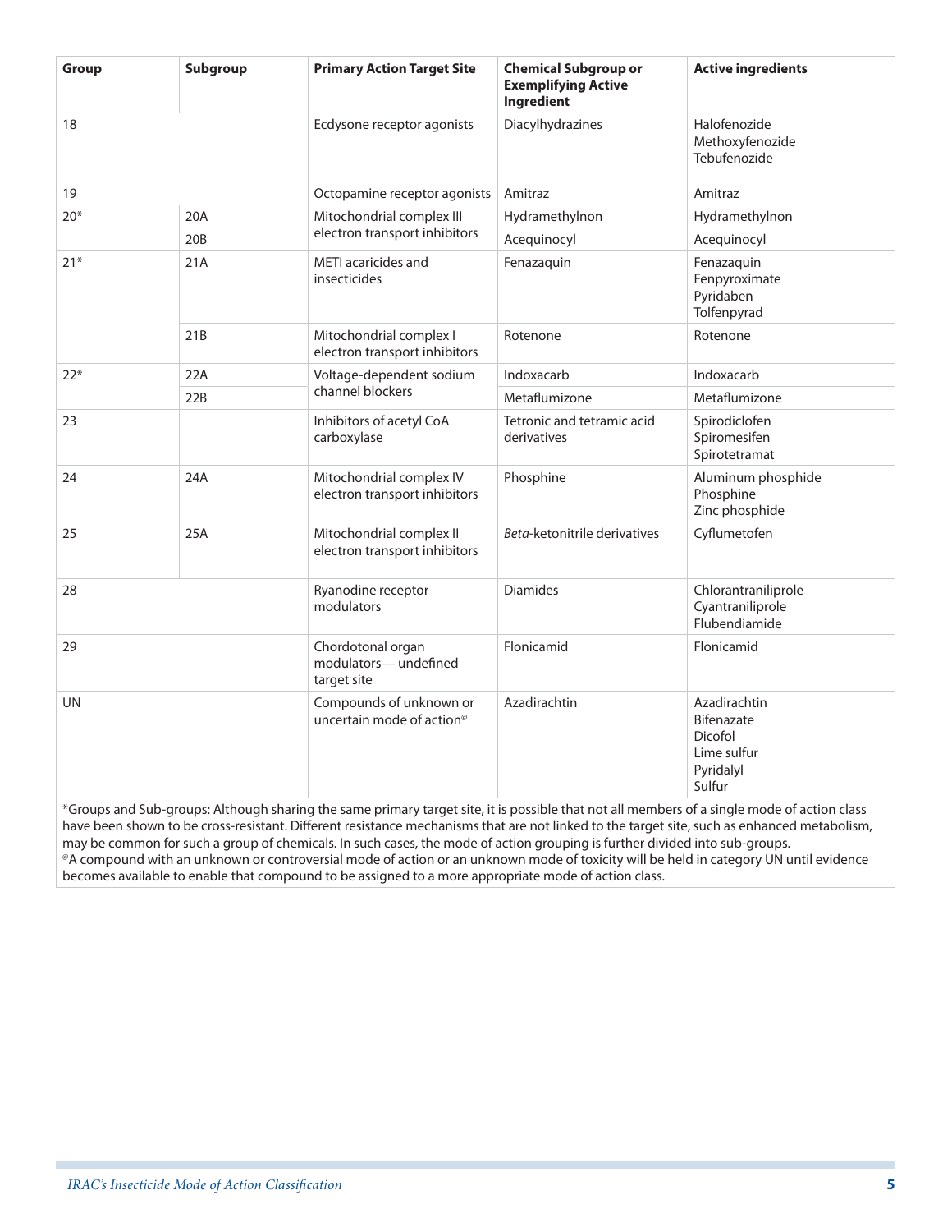| Group | Subgroup | Primary Action Target Site | Chemical Subgroup or Exemplifying Active Ingredient | Active ingredients |
|---|---|---|---|---|
| 18 | | Ecdysone receptor agonists | Diacylhydrazines | Halofenozide<br>Methoxyfenozide<br>Tebufenozide |
| 19 | | Octopamine receptor agonists | Amitraz | Amitraz |
| 20* | 20A | Mitochondrial complex III electron transport inhibitors | Hydramethylnon | Hydramethylnon |
| | 20B | | Acequinocyl | Acequinocyl |
| 21* | 21A | METI acaricides and insecticides | Fenazaquin | Fenazaquin<br>Fenpyroximate<br>Pyridaben<br>Tolfenpyrad |
| | 21B | Mitochondrial complex I electron transport inhibitors | Rotenone | Rotenone |
| 22* | 22A | Voltage-dependent sodium channel blockers | Indoxacarb | Indoxacarb |
| | 22B | | Metaflumizone | Metaflumizone |
| 23 | | Inhibitors of acetyl CoA carboxylase | Tetronic and tetramic acid derivatives | Spirodiclofen<br>Spiromesifen<br>Spirotetramat |
| 24 | 24A | Mitochondrial complex IV electron transport inhibitors | Phosphine | Aluminum phosphide<br>Phosphine<br>Zinc phosphide |
| 25 | 25A | Mitochondrial complex II electron transport inhibitors | *Beta*-ketonitrile derivatives | Cyflumetofen |
| 28 | | Ryanodine receptor modulators | Diamides | Chlorantraniliprole<br>Cyantraniliprole<br>Flubendiamide |
| 29 | | Chordotonal organ modulators— undefined target site | Flonicamid | Flonicamid |
| UN | | Compounds of unknown or uncertain mode of action[®] | Azadirachtin | Azadirachtin<br>Bifenazate<br>Dicofol<br>Lime sulfur<br>Pyridalyl<br>Sulfur |

*Groups and Sub-groups: Although sharing the same primary target site, it is possible that not all members of a single mode of action class have been shown to be cross-resistant. Different resistance mechanisms that are not linked to the target site, such as enhanced metabolism, may be common for such a group of chemicals. In such cases, the mode of action grouping is further divided into sub-groups.

[®]A compound with an unknown or controversial mode of action or an unknown mode of toxicity will be held in category UN until evidence becomes available to enable that compound to be assigned to a more appropriate mode of action class.